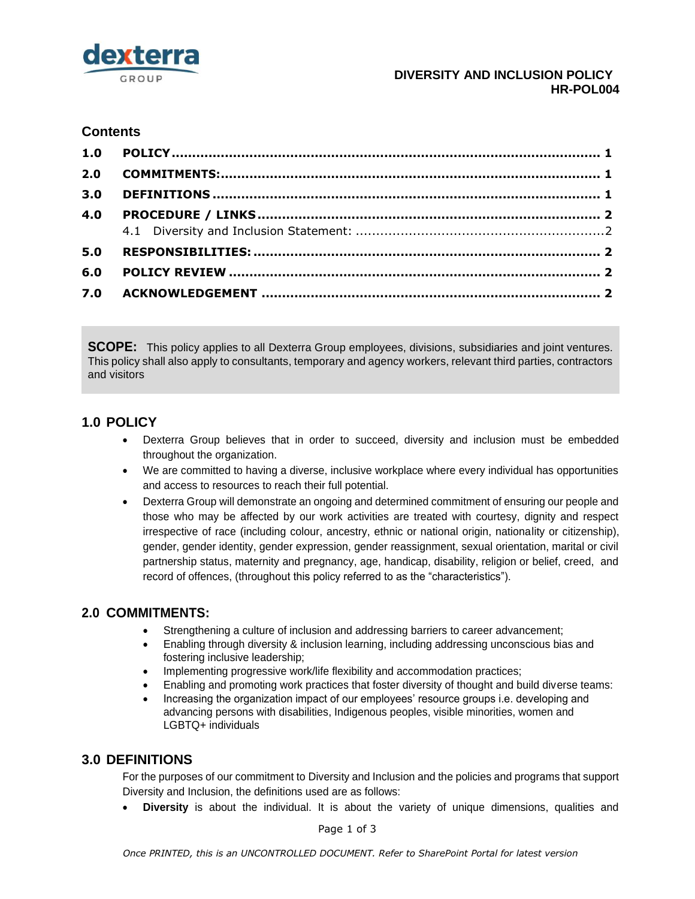dexterra GROUP

**DIVERSITY AND INCLUSION POLICY**
**HR-POL004**

## Contents

| | | |
|---|---|---|
| **1.0** | **POLICY** | **1** |
| **2.0** | **COMMITMENTS:** | **1** |
| **3.0** | **DEFINITIONS** | **1** |
| **4.0** | **PROCEDURE / LINKS** | **2** |
| | 4.1 Diversity and Inclusion Statement: | 2 |
| **5.0** | **RESPONSIBILITIES:** | **2** |
| **6.0** | **POLICY REVIEW** | **2** |
| **7.0** | **ACKNOWLEDGEMENT** | **2** |

**SCOPE:** This policy applies to all Dexterra Group employees, divisions, subsidiaries and joint ventures. This policy shall also apply to consultants, temporary and agency workers, relevant third parties, contractors and visitors

## 1.0 POLICY

- Dexterra Group believes that in order to succeed, diversity and inclusion must be embedded throughout the organization.
- We are committed to having a diverse, inclusive workplace where every individual has opportunities and access to resources to reach their full potential.
- Dexterra Group will demonstrate an ongoing and determined commitment of ensuring our people and those who may be affected by our work activities are treated with courtesy, dignity and respect irrespective of race (including colour, ancestry, ethnic or national origin, nationality or citizenship), gender, gender identity, gender expression, gender reassignment, sexual orientation, marital or civil partnership status, maternity and pregnancy, age, handicap, disability, religion or belief, creed, and record of offences, (throughout this policy referred to as the "characteristics").

## 2.0 COMMITMENTS:

- Strengthening a culture of inclusion and addressing barriers to career advancement;
- Enabling through diversity & inclusion learning, including addressing unconscious bias and fostering inclusive leadership;
- Implementing progressive work/life flexibility and accommodation practices;
- Enabling and promoting work practices that foster diversity of thought and build diverse teams:
- Increasing the organization impact of our employees' resource groups i.e. developing and advancing persons with disabilities, Indigenous peoples, visible minorities, women and LGBTQ+ individuals

## 3.0 DEFINITIONS

For the purposes of our commitment to Diversity and Inclusion and the policies and programs that support Diversity and Inclusion, the definitions used are as follows:

- **Diversity** is about the individual. It is about the variety of unique dimensions, qualities and

*Once PRINTED, this is an UNCONTROLLED DOCUMENT. Refer to SharePoint Portal for latest version*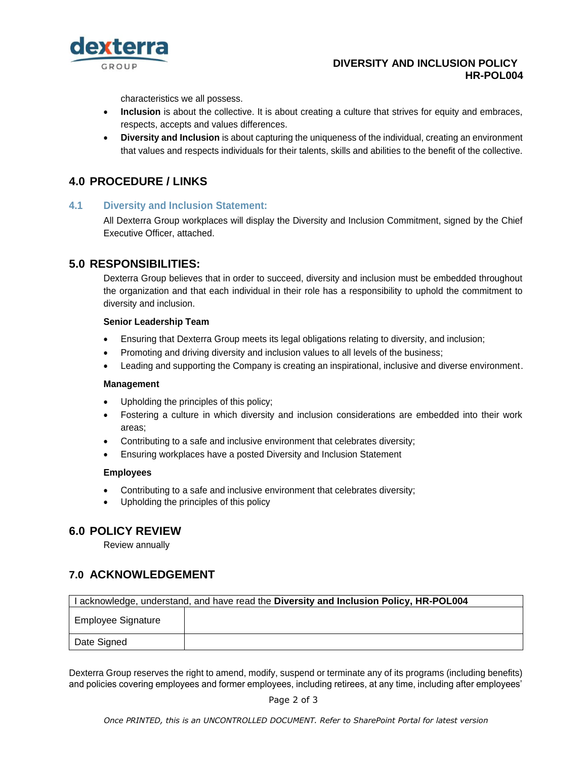characteristics we all possess.

- **Inclusion** is about the collective. It is about creating a culture that strives for equity and embraces, respects, accepts and values differences.
- **Diversity and Inclusion** is about capturing the uniqueness of the individual, creating an environment that values and respects individuals for their talents, skills and abilities to the benefit of the collective.

## 4.0 PROCEDURE / LINKS

### 4.1 Diversity and Inclusion Statement:

All Dexterra Group workplaces will display the Diversity and Inclusion Commitment, signed by the Chief Executive Officer, attached.

## 5.0 RESPONSIBILITIES:

Dexterra Group believes that in order to succeed, diversity and inclusion must be embedded throughout the organization and that each individual in their role has a responsibility to uphold the commitment to diversity and inclusion.

**Senior Leadership Team**

- Ensuring that Dexterra Group meets its legal obligations relating to diversity, and inclusion;
- Promoting and driving diversity and inclusion values to all levels of the business;
- Leading and supporting the Company is creating an inspirational, inclusive and diverse environment.

**Management**

- Upholding the principles of this policy;
- Fostering a culture in which diversity and inclusion considerations are embedded into their work areas;
- Contributing to a safe and inclusive environment that celebrates diversity;
- Ensuring workplaces have a posted Diversity and Inclusion Statement

**Employees**

- Contributing to a safe and inclusive environment that celebrates diversity;
- Upholding the principles of this policy

## 6.0 POLICY REVIEW

Review annually

## 7.0 ACKNOWLEDGEMENT

| I acknowledge, understand, and have read the **Diversity and Inclusion Policy, HR-POL004** | |
|---|---|
| Employee Signature | |
| Date Signed | |

Dexterra Group reserves the right to amend, modify, suspend or terminate any of its programs (including benefits) and policies covering employees and former employees, including retirees, at any time, including after employees'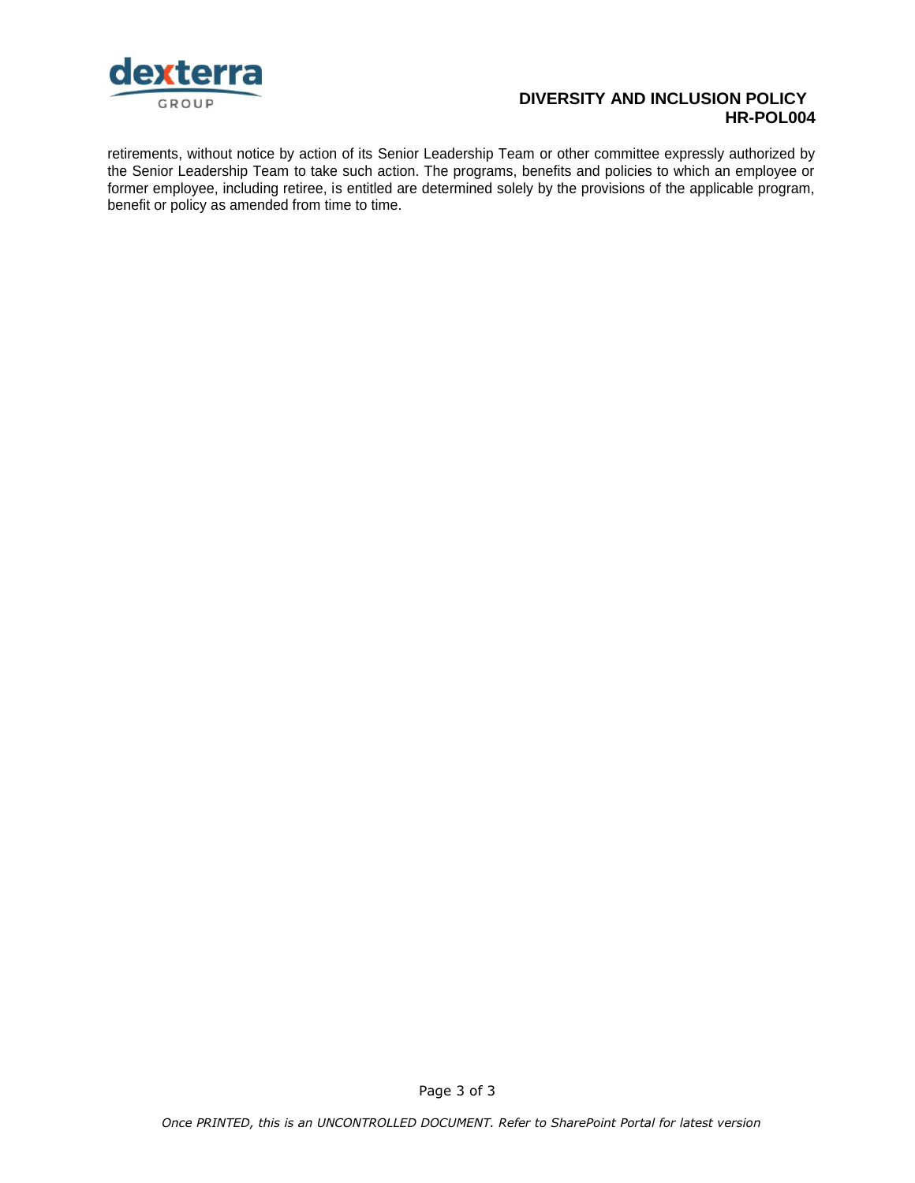retirements, without notice by action of its Senior Leadership Team or other committee expressly authorized by the Senior Leadership Team to take such action. The programs, benefits and policies to which an employee or former employee, including retiree, is entitled are determined solely by the provisions of the applicable program, benefit or policy as amended from time to time.